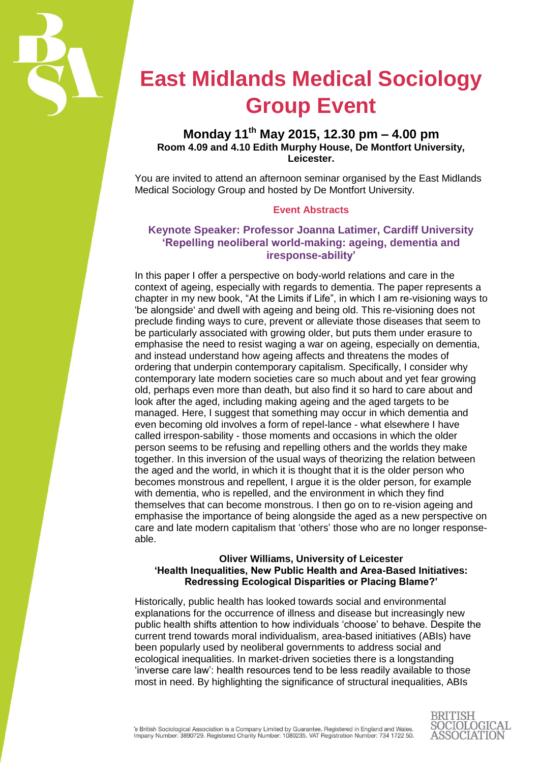# East Midlands Medical Sociology Group Event

### Monday 11th May 2015, 12.30 pm – 4.00 pm

**Room 4.09 and 4.10 Edith Murphy House, De Montfort University, Leicester.**

You are invited to attend an afternoon seminar organised by the East Midlands Medical Sociology Group and hosted by De Montfort University.

## Event Abstracts

### Keynote Speaker: Professor Joanna Latimer, Cardiff University 'Repelling neoliberal world-making: ageing, dementia and iresponse-ability'

In this paper I offer a perspective on body-world relations and care in the context of ageing, especially with regards to dementia. The paper represents a chapter in my new book, "At the Limits if Life", in which I am re-visioning ways to 'be alongside' and dwell with ageing and being old. This re-visioning does not preclude finding ways to cure, prevent or alleviate those diseases that seem to be particularly associated with growing older, but puts them under erasure to emphasise the need to resist waging a war on ageing, especially on dementia, and instead understand how ageing affects and threatens the modes of ordering that underpin contemporary capitalism. Specifically, I consider why contemporary late modern societies care so much about and yet fear growing old, perhaps even more than death, but also find it so hard to care about and look after the aged, including making ageing and the aged targets to be managed. Here, I suggest that something may occur in which dementia and even becoming old involves a form of repel-lance - what elsewhere I have called irrespon-sability - those moments and occasions in which the older person seems to be refusing and repelling others and the worlds they make together. In this inversion of the usual ways of theorizing the relation between the aged and the world, in which it is thought that it is the older person who becomes monstrous and repellent, I argue it is the older person, for example with dementia, who is repelled, and the environment in which they find themselves that can become monstrous. I then go on to re-vision ageing and emphasise the importance of being alongside the aged as a new perspective on care and late modern capitalism that 'others' those who are no longer response-able.

**Oliver Williams, University of Leicester**
**'Health Inequalities, New Public Health and Area-Based Initiatives: Redressing Ecological Disparities or Placing Blame?'**

Historically, public health has looked towards social and environmental explanations for the occurrence of illness and disease but increasingly new public health shifts attention to how individuals 'choose' to behave. Despite the current trend towards moral individualism, area-based initiatives (ABIs) have been popularly used by neoliberal governments to address social and ecological inequalities. In market-driven societies there is a longstanding 'inverse care law': health resources tend to be less readily available to those most in need. By highlighting the significance of structural inequalities, ABIs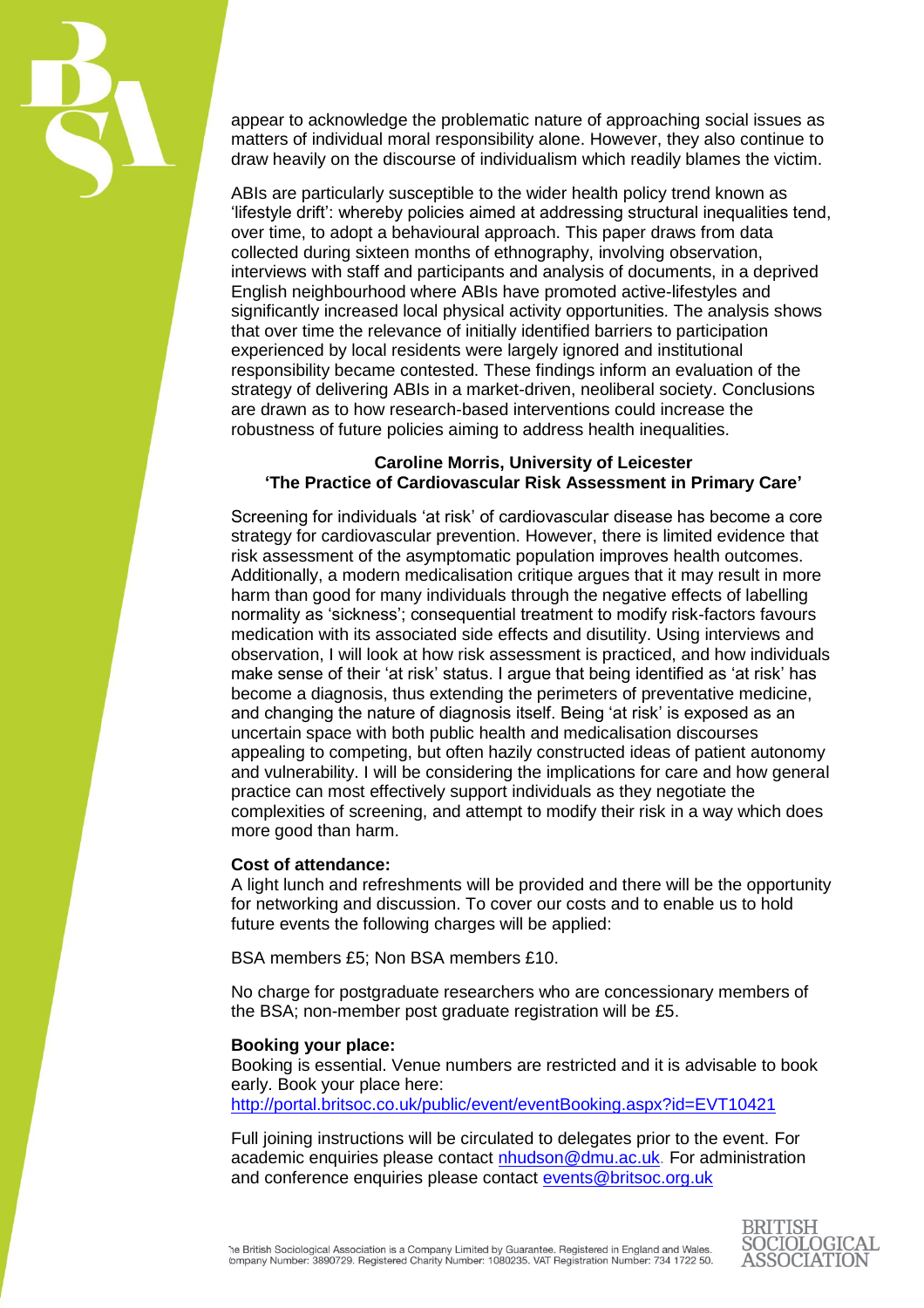appear to acknowledge the problematic nature of approaching social issues as matters of individual moral responsibility alone. However, they also continue to draw heavily on the discourse of individualism which readily blames the victim.

ABIs are particularly susceptible to the wider health policy trend known as 'lifestyle drift': whereby policies aimed at addressing structural inequalities tend, over time, to adopt a behavioural approach. This paper draws from data collected during sixteen months of ethnography, involving observation, interviews with staff and participants and analysis of documents, in a deprived English neighbourhood where ABIs have promoted active-lifestyles and significantly increased local physical activity opportunities. The analysis shows that over time the relevance of initially identified barriers to participation experienced by local residents were largely ignored and institutional responsibility became contested. These findings inform an evaluation of the strategy of delivering ABIs in a market-driven, neoliberal society. Conclusions are drawn as to how research-based interventions could increase the robustness of future policies aiming to address health inequalities.

**Caroline Morris, University of Leicester**
**'The Practice of Cardiovascular Risk Assessment in Primary Care'**

Screening for individuals 'at risk' of cardiovascular disease has become a core strategy for cardiovascular prevention. However, there is limited evidence that risk assessment of the asymptomatic population improves health outcomes. Additionally, a modern medicalisation critique argues that it may result in more harm than good for many individuals through the negative effects of labelling normality as 'sickness'; consequential treatment to modify risk-factors favours medication with its associated side effects and disutility. Using interviews and observation, I will look at how risk assessment is practiced, and how individuals make sense of their 'at risk' status. I argue that being identified as 'at risk' has become a diagnosis, thus extending the perimeters of preventative medicine, and changing the nature of diagnosis itself. Being 'at risk' is exposed as an uncertain space with both public health and medicalisation discourses appealing to competing, but often hazily constructed ideas of patient autonomy and vulnerability. I will be considering the implications for care and how general practice can most effectively support individuals as they negotiate the complexities of screening, and attempt to modify their risk in a way which does more good than harm.

**Cost of attendance:**
A light lunch and refreshments will be provided and there will be the opportunity for networking and discussion. To cover our costs and to enable us to hold future events the following charges will be applied:

BSA members £5; Non BSA members £10.

No charge for postgraduate researchers who are concessionary members of the BSA; non-member post graduate registration will be £5.

**Booking your place:**
Booking is essential. Venue numbers are restricted and it is advisable to book early. Book your place here:
http://portal.britsoc.co.uk/public/event/eventBooking.aspx?id=EVT10421

Full joining instructions will be circulated to delegates prior to the event. For academic enquiries please contact nhudson@dmu.ac.uk. For administration and conference enquiries please contact events@britsoc.org.uk

The British Sociological Association is a Company Limited by Guarantee. Registered in England and Wales. Company Number: 3890729. Registered Charity Number: 1080235. VAT Registration Number: 734 1722 50.